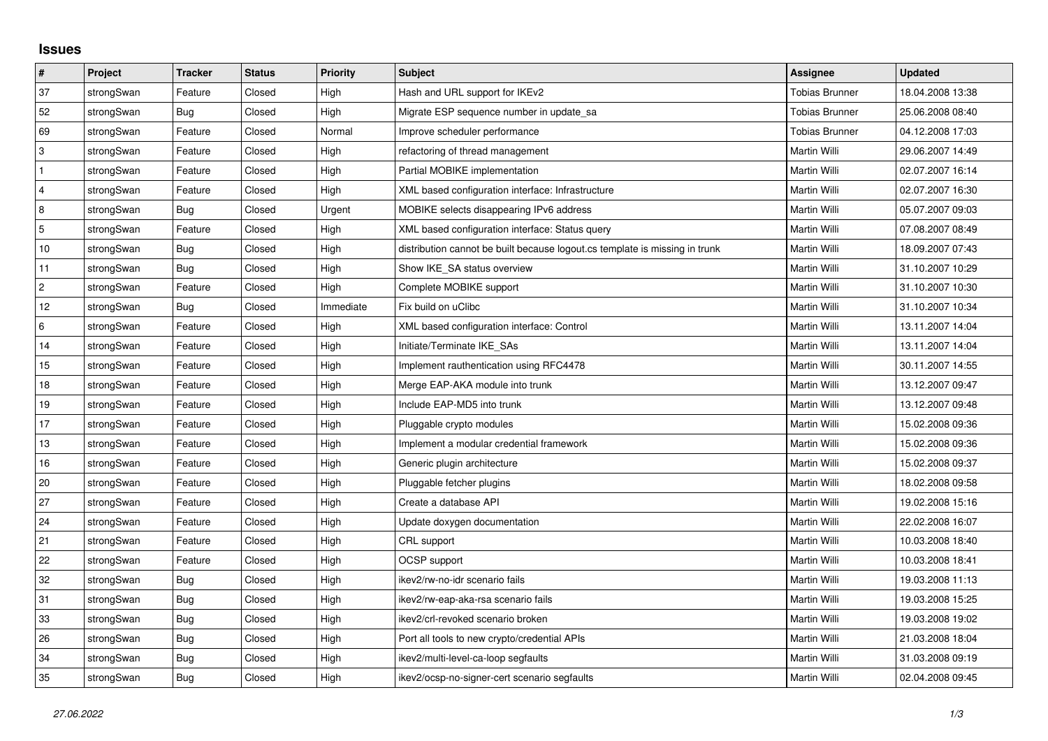## Issues

| # | Project | Tracker | Status | Priority | Subject | Assignee | Updated |
|---|---|---|---|---|---|---|---|
| 37 | strongSwan | Feature | Closed | High | Hash and URL support for IKEv2 | Tobias Brunner | 18.04.2008 13:38 |
| 52 | strongSwan | Bug | Closed | High | Migrate ESP sequence number in update_sa | Tobias Brunner | 25.06.2008 08:40 |
| 69 | strongSwan | Feature | Closed | Normal | Improve scheduler performance | Tobias Brunner | 04.12.2008 17:03 |
| 3 | strongSwan | Feature | Closed | High | refactoring of thread management | Martin Willi | 29.06.2007 14:49 |
| 1 | strongSwan | Feature | Closed | High | Partial MOBIKE implementation | Martin Willi | 02.07.2007 16:14 |
| 4 | strongSwan | Feature | Closed | High | XML based configuration interface: Infrastructure | Martin Willi | 02.07.2007 16:30 |
| 8 | strongSwan | Bug | Closed | Urgent | MOBIKE selects disappearing IPv6 address | Martin Willi | 05.07.2007 09:03 |
| 5 | strongSwan | Feature | Closed | High | XML based configuration interface: Status query | Martin Willi | 07.08.2007 08:49 |
| 10 | strongSwan | Bug | Closed | High | distribution cannot be built because logout.cs template is missing in trunk | Martin Willi | 18.09.2007 07:43 |
| 11 | strongSwan | Bug | Closed | High | Show IKE_SA status overview | Martin Willi | 31.10.2007 10:29 |
| 2 | strongSwan | Feature | Closed | High | Complete MOBIKE support | Martin Willi | 31.10.2007 10:30 |
| 12 | strongSwan | Bug | Closed | Immediate | Fix build on uClibc | Martin Willi | 31.10.2007 10:34 |
| 6 | strongSwan | Feature | Closed | High | XML based configuration interface: Control | Martin Willi | 13.11.2007 14:04 |
| 14 | strongSwan | Feature | Closed | High | Initiate/Terminate IKE_SAs | Martin Willi | 13.11.2007 14:04 |
| 15 | strongSwan | Feature | Closed | High | Implement rauthentication using RFC4478 | Martin Willi | 30.11.2007 14:55 |
| 18 | strongSwan | Feature | Closed | High | Merge EAP-AKA module into trunk | Martin Willi | 13.12.2007 09:47 |
| 19 | strongSwan | Feature | Closed | High | Include EAP-MD5 into trunk | Martin Willi | 13.12.2007 09:48 |
| 17 | strongSwan | Feature | Closed | High | Pluggable crypto modules | Martin Willi | 15.02.2008 09:36 |
| 13 | strongSwan | Feature | Closed | High | Implement a modular credential framework | Martin Willi | 15.02.2008 09:36 |
| 16 | strongSwan | Feature | Closed | High | Generic plugin architecture | Martin Willi | 15.02.2008 09:37 |
| 20 | strongSwan | Feature | Closed | High | Pluggable fetcher plugins | Martin Willi | 18.02.2008 09:58 |
| 27 | strongSwan | Feature | Closed | High | Create a database API | Martin Willi | 19.02.2008 15:16 |
| 24 | strongSwan | Feature | Closed | High | Update doxygen documentation | Martin Willi | 22.02.2008 16:07 |
| 21 | strongSwan | Feature | Closed | High | CRL support | Martin Willi | 10.03.2008 18:40 |
| 22 | strongSwan | Feature | Closed | High | OCSP support | Martin Willi | 10.03.2008 18:41 |
| 32 | strongSwan | Bug | Closed | High | ikev2/rw-no-idr scenario fails | Martin Willi | 19.03.2008 11:13 |
| 31 | strongSwan | Bug | Closed | High | ikev2/rw-eap-aka-rsa scenario fails | Martin Willi | 19.03.2008 15:25 |
| 33 | strongSwan | Bug | Closed | High | ikev2/crl-revoked scenario broken | Martin Willi | 19.03.2008 19:02 |
| 26 | strongSwan | Bug | Closed | High | Port all tools to new crypto/credential APIs | Martin Willi | 21.03.2008 18:04 |
| 34 | strongSwan | Bug | Closed | High | ikev2/multi-level-ca-loop segfaults | Martin Willi | 31.03.2008 09:19 |
| 35 | strongSwan | Bug | Closed | High | ikev2/ocsp-no-signer-cert scenario segfaults | Martin Willi | 02.04.2008 09:45 |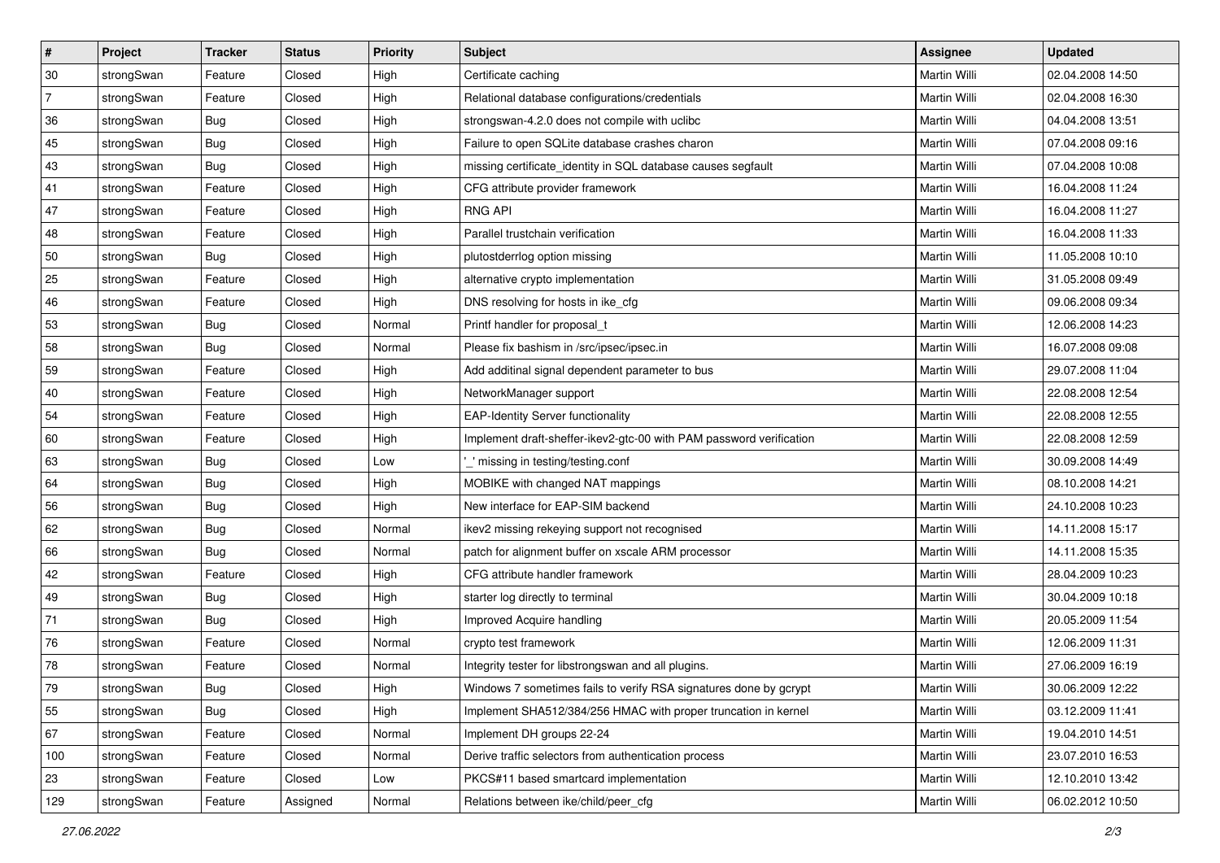| # | Project | Tracker | Status | Priority | Subject | Assignee | Updated |
|---|---|---|---|---|---|---|---|
| 30 | strongSwan | Feature | Closed | High | Certificate caching | Martin Willi | 02.04.2008 14:50 |
| 7 | strongSwan | Feature | Closed | High | Relational database configurations/credentials | Martin Willi | 02.04.2008 16:30 |
| 36 | strongSwan | Bug | Closed | High | strongswan-4.2.0 does not compile with uclibc | Martin Willi | 04.04.2008 13:51 |
| 45 | strongSwan | Bug | Closed | High | Failure to open SQLite database crashes charon | Martin Willi | 07.04.2008 09:16 |
| 43 | strongSwan | Bug | Closed | High | missing certificate_identity in SQL database causes segfault | Martin Willi | 07.04.2008 10:08 |
| 41 | strongSwan | Feature | Closed | High | CFG attribute provider framework | Martin Willi | 16.04.2008 11:24 |
| 47 | strongSwan | Feature | Closed | High | RNG API | Martin Willi | 16.04.2008 11:27 |
| 48 | strongSwan | Feature | Closed | High | Parallel trustchain verification | Martin Willi | 16.04.2008 11:33 |
| 50 | strongSwan | Bug | Closed | High | plutostderrlog option missing | Martin Willi | 11.05.2008 10:10 |
| 25 | strongSwan | Feature | Closed | High | alternative crypto implementation | Martin Willi | 31.05.2008 09:49 |
| 46 | strongSwan | Feature | Closed | High | DNS resolving for hosts in ike_cfg | Martin Willi | 09.06.2008 09:34 |
| 53 | strongSwan | Bug | Closed | Normal | Printf handler for proposal_t | Martin Willi | 12.06.2008 14:23 |
| 58 | strongSwan | Bug | Closed | Normal | Please fix bashism in /src/ipsec/ipsec.in | Martin Willi | 16.07.2008 09:08 |
| 59 | strongSwan | Feature | Closed | High | Add additinal signal dependent parameter to bus | Martin Willi | 29.07.2008 11:04 |
| 40 | strongSwan | Feature | Closed | High | NetworkManager support | Martin Willi | 22.08.2008 12:54 |
| 54 | strongSwan | Feature | Closed | High | EAP-Identity Server functionality | Martin Willi | 22.08.2008 12:55 |
| 60 | strongSwan | Feature | Closed | High | Implement draft-sheffer-ikev2-gtc-00 with PAM password verification | Martin Willi | 22.08.2008 12:59 |
| 63 | strongSwan | Bug | Closed | Low | '_' missing in testing/testing.conf | Martin Willi | 30.09.2008 14:49 |
| 64 | strongSwan | Bug | Closed | High | MOBIKE with changed NAT mappings | Martin Willi | 08.10.2008 14:21 |
| 56 | strongSwan | Bug | Closed | High | New interface for EAP-SIM backend | Martin Willi | 24.10.2008 10:23 |
| 62 | strongSwan | Bug | Closed | Normal | ikev2 missing rekeying support not recognised | Martin Willi | 14.11.2008 15:17 |
| 66 | strongSwan | Bug | Closed | Normal | patch for alignment buffer on xscale ARM processor | Martin Willi | 14.11.2008 15:35 |
| 42 | strongSwan | Feature | Closed | High | CFG attribute handler framework | Martin Willi | 28.04.2009 10:23 |
| 49 | strongSwan | Bug | Closed | High | starter log directly to terminal | Martin Willi | 30.04.2009 10:18 |
| 71 | strongSwan | Bug | Closed | High | Improved Acquire handling | Martin Willi | 20.05.2009 11:54 |
| 76 | strongSwan | Feature | Closed | Normal | crypto test framework | Martin Willi | 12.06.2009 11:31 |
| 78 | strongSwan | Feature | Closed | Normal | Integrity tester for libstrongswan and all plugins. | Martin Willi | 27.06.2009 16:19 |
| 79 | strongSwan | Bug | Closed | High | Windows 7 sometimes fails to verify RSA signatures done by gcrypt | Martin Willi | 30.06.2009 12:22 |
| 55 | strongSwan | Bug | Closed | High | Implement SHA512/384/256 HMAC with proper truncation in kernel | Martin Willi | 03.12.2009 11:41 |
| 67 | strongSwan | Feature | Closed | Normal | Implement DH groups 22-24 | Martin Willi | 19.04.2010 14:51 |
| 100 | strongSwan | Feature | Closed | Normal | Derive traffic selectors from authentication process | Martin Willi | 23.07.2010 16:53 |
| 23 | strongSwan | Feature | Closed | Low | PKCS#11 based smartcard implementation | Martin Willi | 12.10.2010 13:42 |
| 129 | strongSwan | Feature | Assigned | Normal | Relations between ike/child/peer_cfg | Martin Willi | 06.02.2012 10:50 |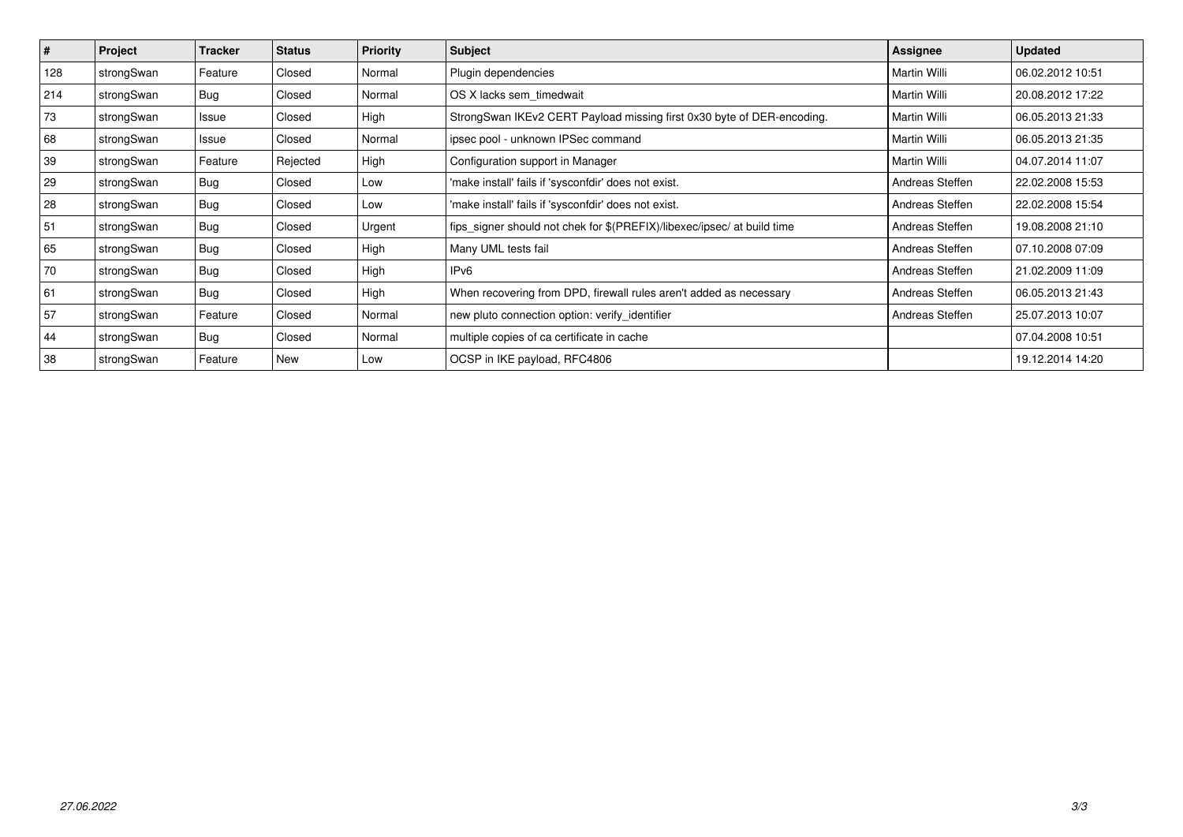| # | Project | Tracker | Status | Priority | Subject | Assignee | Updated |
|---|---|---|---|---|---|---|---|
| 128 | strongSwan | Feature | Closed | Normal | Plugin dependencies | Martin Willi | 06.02.2012 10:51 |
| 214 | strongSwan | Bug | Closed | Normal | OS X lacks sem_timedwait | Martin Willi | 20.08.2012 17:22 |
| 73 | strongSwan | Issue | Closed | High | StrongSwan IKEv2 CERT Payload missing first 0x30 byte of DER-encoding. | Martin Willi | 06.05.2013 21:33 |
| 68 | strongSwan | Issue | Closed | Normal | ipsec pool - unknown IPSec command | Martin Willi | 06.05.2013 21:35 |
| 39 | strongSwan | Feature | Rejected | High | Configuration support in Manager | Martin Willi | 04.07.2014 11:07 |
| 29 | strongSwan | Bug | Closed | Low | 'make install' fails if 'sysconfdir' does not exist. | Andreas Steffen | 22.02.2008 15:53 |
| 28 | strongSwan | Bug | Closed | Low | 'make install' fails if 'sysconfdir' does not exist. | Andreas Steffen | 22.02.2008 15:54 |
| 51 | strongSwan | Bug | Closed | Urgent | fips_signer should not chek for $(PREFIX)/libexec/ipsec/ at build time | Andreas Steffen | 19.08.2008 21:10 |
| 65 | strongSwan | Bug | Closed | High | Many UML tests fail | Andreas Steffen | 07.10.2008 07:09 |
| 70 | strongSwan | Bug | Closed | High | IPv6 | Andreas Steffen | 21.02.2009 11:09 |
| 61 | strongSwan | Bug | Closed | High | When recovering from DPD, firewall rules aren't added as necessary | Andreas Steffen | 06.05.2013 21:43 |
| 57 | strongSwan | Feature | Closed | Normal | new pluto connection option: verify_identifier | Andreas Steffen | 25.07.2013 10:07 |
| 44 | strongSwan | Bug | Closed | Normal | multiple copies of ca certificate in cache | | 07.04.2008 10:51 |
| 38 | strongSwan | Feature | New | Low | OCSP in IKE payload, RFC4806 | | 19.12.2014 14:20 |